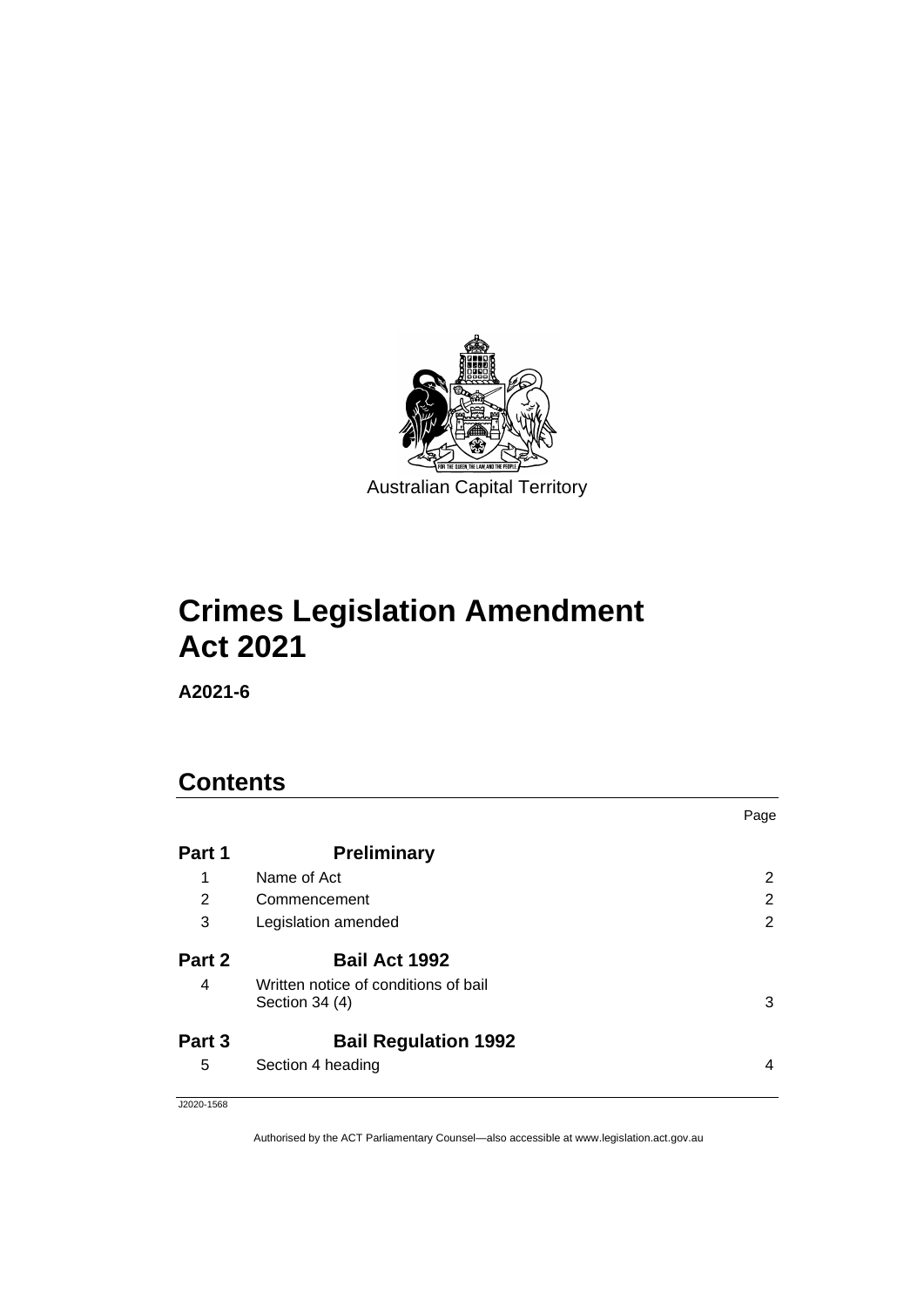Australian Capital Territory

# Crimes Legislation Amendment Act 2021

**A2021-6**

## Contents

| | | Page |
|---|---|---|
| **Part 1** | **Preliminary** | |
| 1 | Name of Act | 2 |
| 2 | Commencement | 2 |
| 3 | Legislation amended | 2 |
| **Part 2** | **Bail Act 1992** | |
| 4 | Written notice of conditions of bail<br>Section 34 (4) | 3 |
| **Part 3** | **Bail Regulation 1992** | |
| 5 | Section 4 heading | 4 |

J2020-1568

Authorised by the ACT Parliamentary Counsel—also accessible at www.legislation.act.gov.au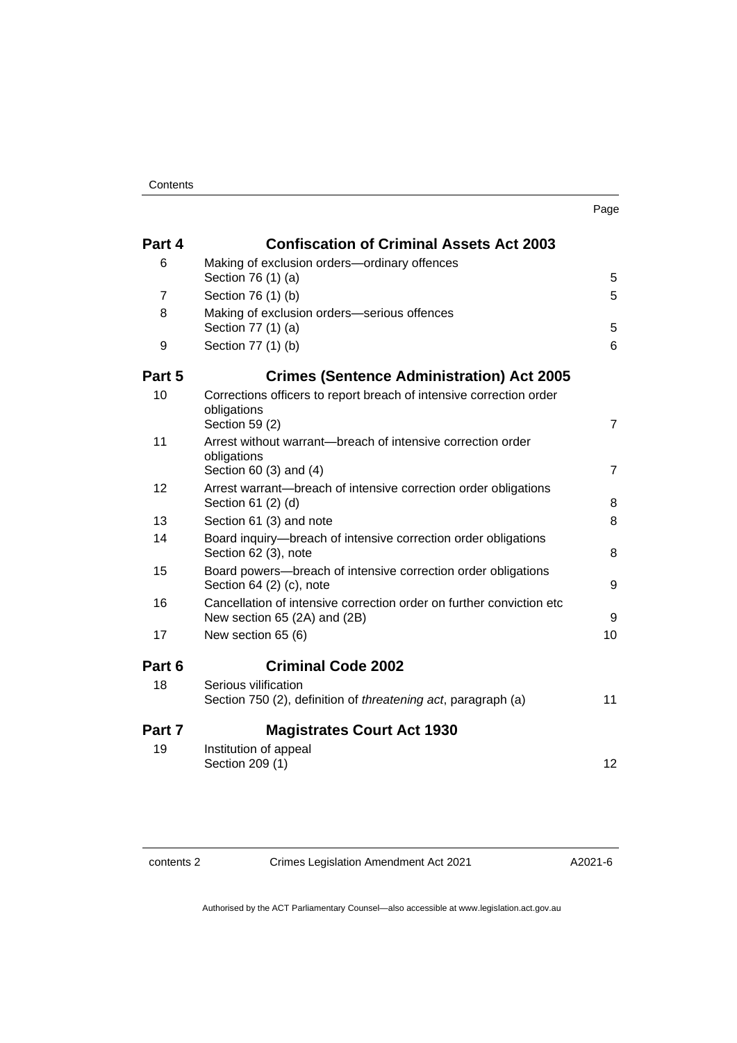| | | Page |
|---|---|---|
| **Part 4** | **Confiscation of Criminal Assets Act 2003** | |
| 6 | Making of exclusion orders—ordinary offences<br>Section 76 (1) (a) | 5 |
| 7 | Section 76 (1) (b) | 5 |
| 8 | Making of exclusion orders—serious offences<br>Section 77 (1) (a) | 5 |
| 9 | Section 77 (1) (b) | 6 |
| **Part 5** | **Crimes (Sentence Administration) Act 2005** | |
| 10 | Corrections officers to report breach of intensive correction order obligations<br>Section 59 (2) | 7 |
| 11 | Arrest without warrant—breach of intensive correction order obligations<br>Section 60 (3) and (4) | 7 |
| 12 | Arrest warrant—breach of intensive correction order obligations<br>Section 61 (2) (d) | 8 |
| 13 | Section 61 (3) and note | 8 |
| 14 | Board inquiry—breach of intensive correction order obligations<br>Section 62 (3), note | 8 |
| 15 | Board powers—breach of intensive correction order obligations<br>Section 64 (2) (c), note | 9 |
| 16 | Cancellation of intensive correction order on further conviction etc<br>New section 65 (2A) and (2B) | 9 |
| 17 | New section 65 (6) | 10 |
| **Part 6** | **Criminal Code 2002** | |
| 18 | Serious vilification<br>Section 750 (2), definition of *threatening act*, paragraph (a) | 11 |
| **Part 7** | **Magistrates Court Act 1930** | |
| 19 | Institution of appeal<br>Section 209 (1) | 12 |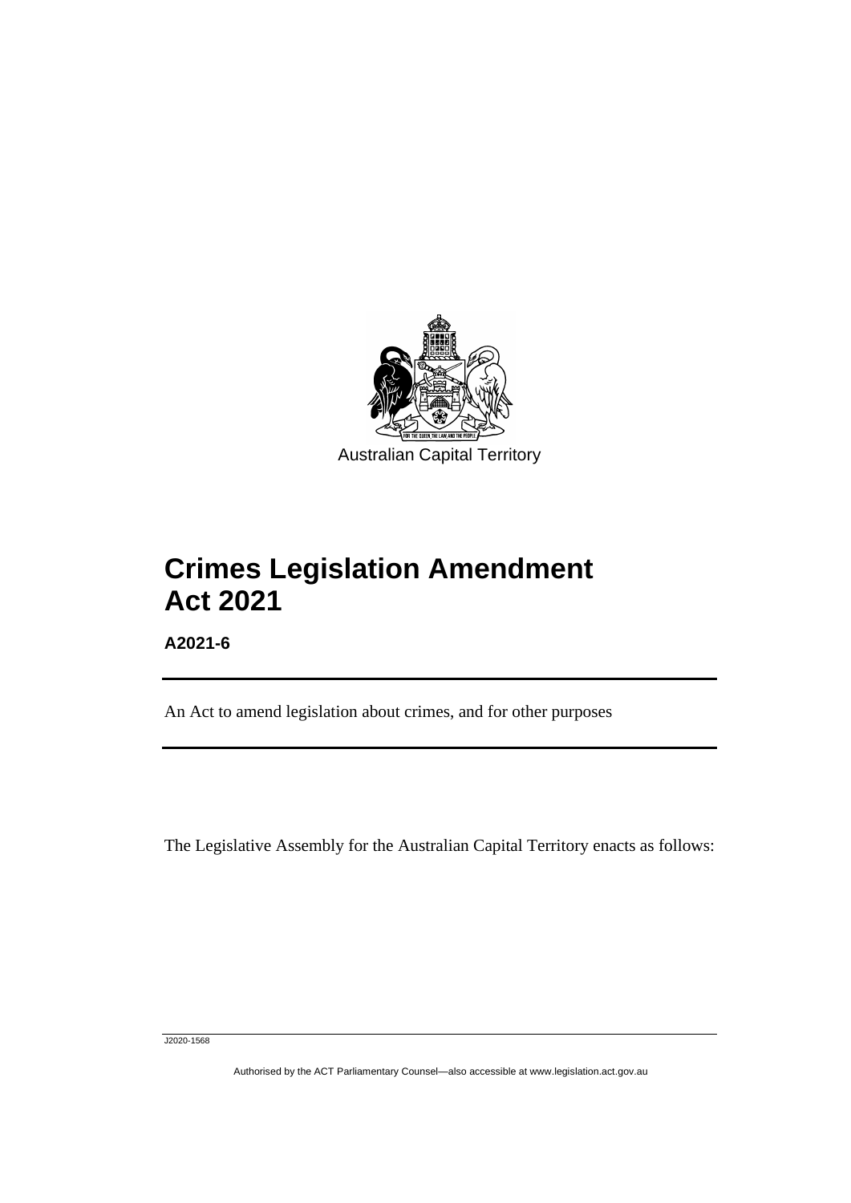Australian Capital Territory

# Crimes Legislation Amendment Act 2021

**A2021-6**

An Act to amend legislation about crimes, and for other purposes

The Legislative Assembly for the Australian Capital Territory enacts as follows:

J2020-1568

Authorised by the ACT Parliamentary Counsel—also accessible at www.legislation.act.gov.au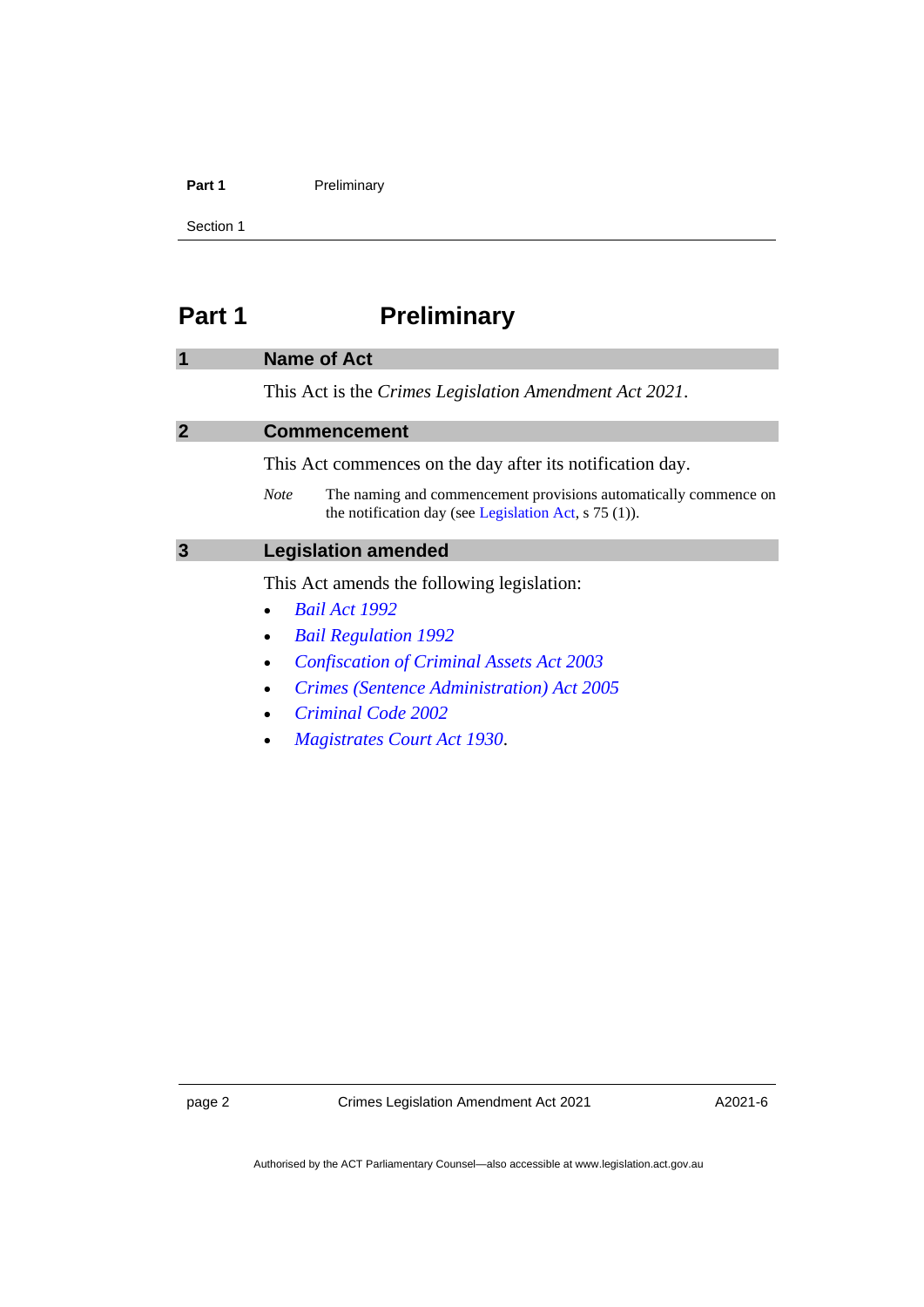# Part 1 Preliminary

## 1 Name of Act

This Act is the *Crimes Legislation Amendment Act 2021*.

## 2 Commencement

This Act commences on the day after its notification day.

*Note* The naming and commencement provisions automatically commence on the notification day (see Legislation Act, s 75 (1)).

## 3 Legislation amended

This Act amends the following legislation:

- *Bail Act 1992*
- *Bail Regulation 1992*
- *Confiscation of Criminal Assets Act 2003*
- *Crimes (Sentence Administration) Act 2005*
- *Criminal Code 2002*
- *Magistrates Court Act 1930*.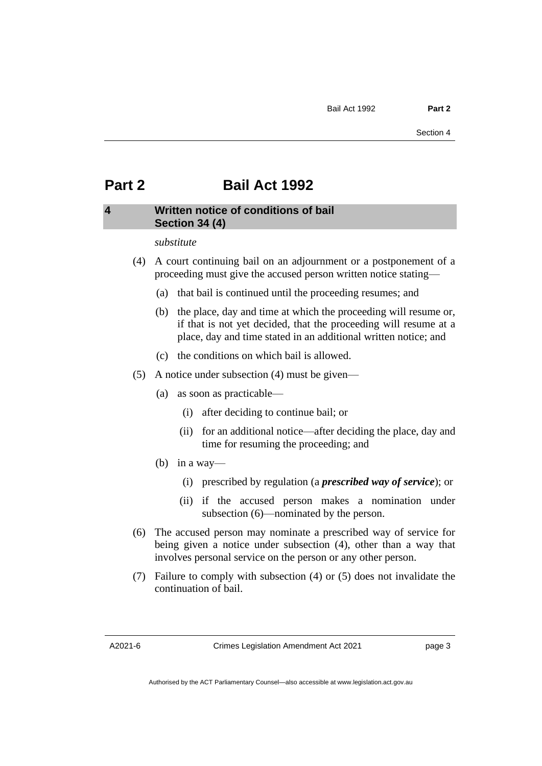# Part 2 Bail Act 1992

## 4 Written notice of conditions of bail Section 34 (4)

*substitute*

(4) A court continuing bail on an adjournment or a postponement of a proceeding must give the accused person written notice stating—

(a) that bail is continued until the proceeding resumes; and

(b) the place, day and time at which the proceeding will resume or, if that is not yet decided, that the proceeding will resume at a place, day and time stated in an additional written notice; and

(c) the conditions on which bail is allowed.

(5) A notice under subsection (4) must be given—

(a) as soon as practicable—

(i) after deciding to continue bail; or

(ii) for an additional notice—after deciding the place, day and time for resuming the proceeding; and

(b) in a way—

(i) prescribed by regulation (a ***prescribed way of service***); or

(ii) if the accused person makes a nomination under subsection (6)—nominated by the person.

(6) The accused person may nominate a prescribed way of service for being given a notice under subsection (4), other than a way that involves personal service on the person or any other person.

(7) Failure to comply with subsection (4) or (5) does not invalidate the continuation of bail.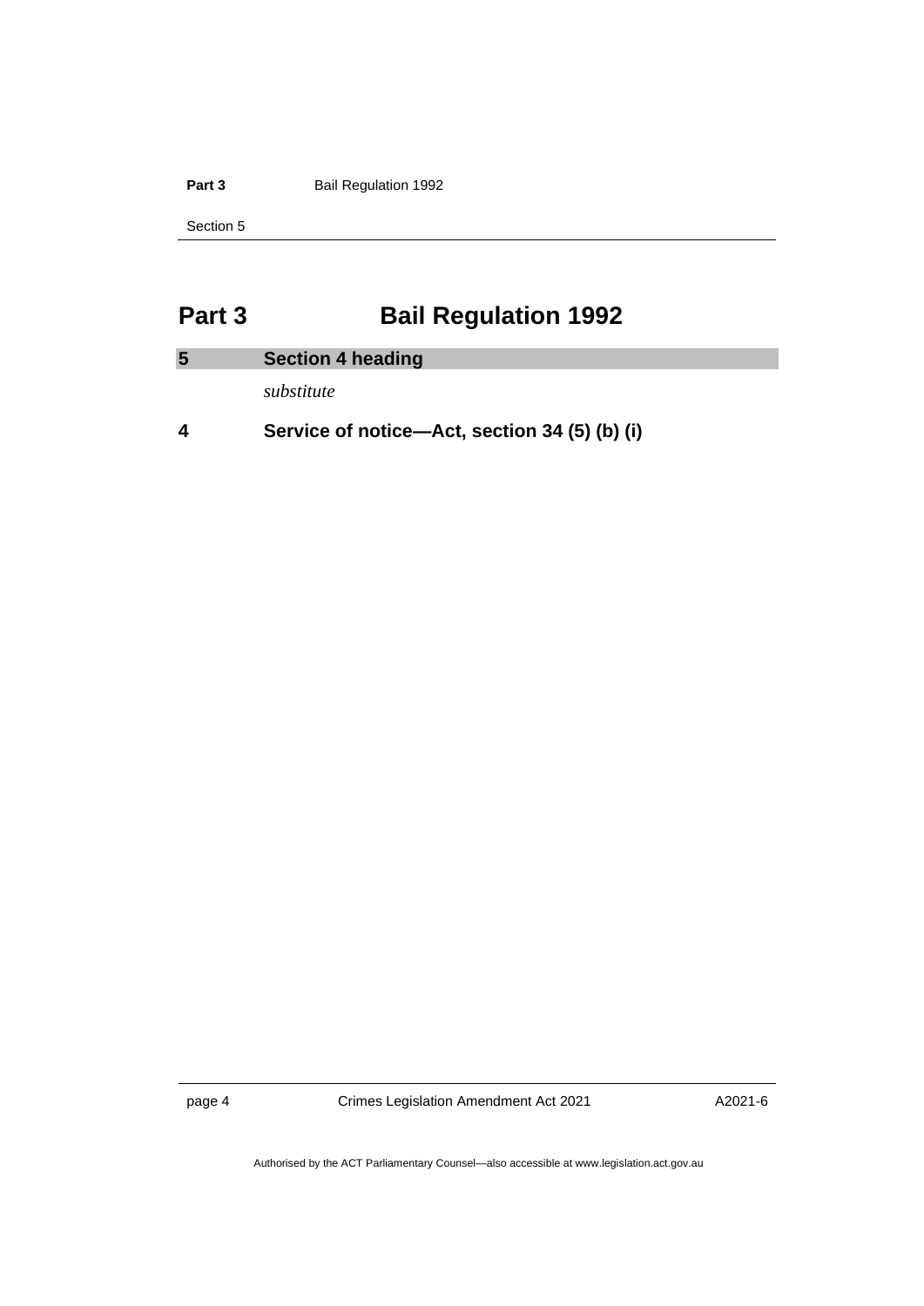# Part 3 Bail Regulation 1992

## 5 Section 4 heading

*substitute*

### 4 Service of notice—Act, section 34 (5) (b) (i)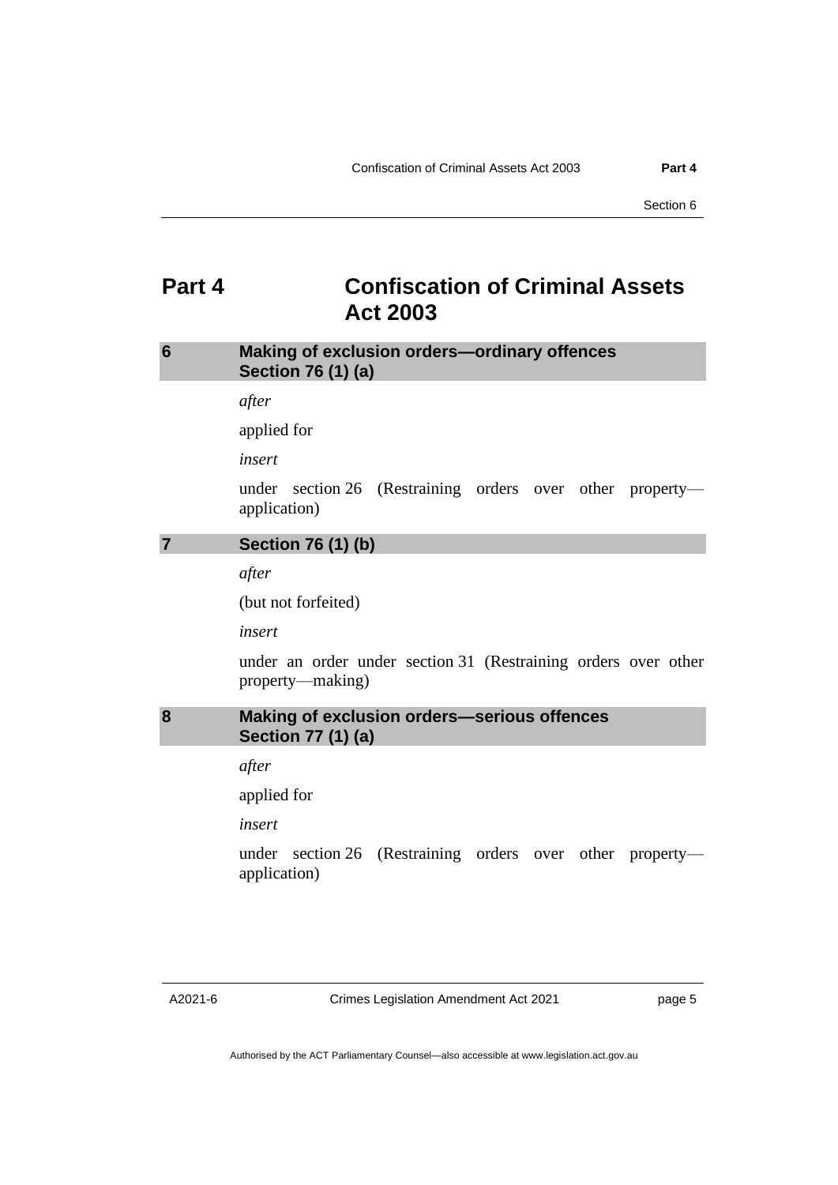# Part 4 Confiscation of Criminal Assets Act 2003

## 6 Making of exclusion orders—ordinary offences Section 76 (1) (a)

*after*

applied for

*insert*

under section 26 (Restraining orders over other property—application)

## 7 Section 76 (1) (b)

*after*

(but not forfeited)

*insert*

under an order under section 31 (Restraining orders over other property—making)

## 8 Making of exclusion orders—serious offences Section 77 (1) (a)

*after*

applied for

*insert*

under section 26 (Restraining orders over other property—application)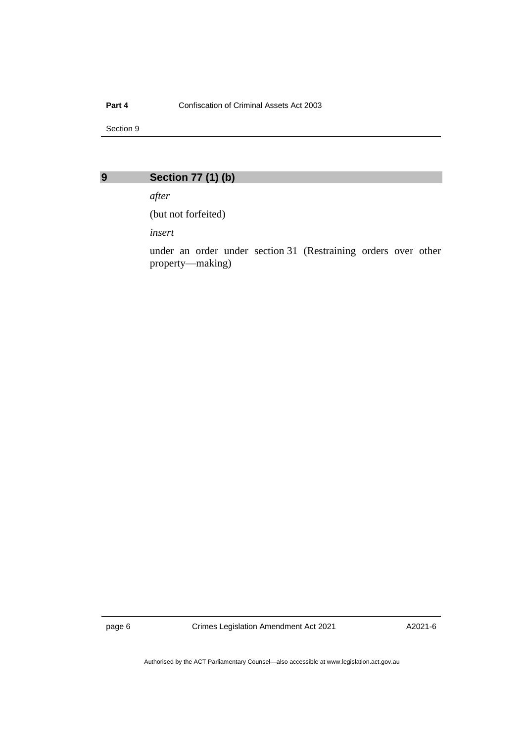## 9 Section 77 (1) (b)

*after*

(but not forfeited)

*insert*

under an order under section 31 (Restraining orders over other property—making)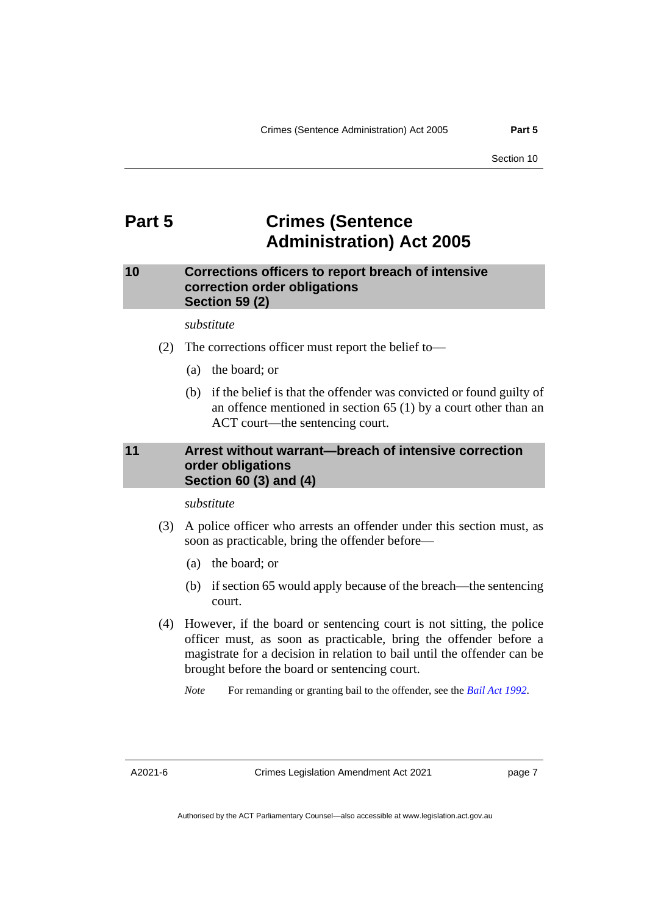# Part 5 Crimes (Sentence Administration) Act 2005

## 10 Corrections officers to report breach of intensive correction order obligations Section 59 (2)

*substitute*

(2) The corrections officer must report the belief to—

(a) the board; or

(b) if the belief is that the offender was convicted or found guilty of an offence mentioned in section 65 (1) by a court other than an ACT court—the sentencing court.

## 11 Arrest without warrant—breach of intensive correction order obligations Section 60 (3) and (4)

*substitute*

(3) A police officer who arrests an offender under this section must, as soon as practicable, bring the offender before—

(a) the board; or

(b) if section 65 would apply because of the breach—the sentencing court.

(4) However, if the board or sentencing court is not sitting, the police officer must, as soon as practicable, bring the offender before a magistrate for a decision in relation to bail until the offender can be brought before the board or sentencing court.

*Note* For remanding or granting bail to the offender, see the *Bail Act 1992*.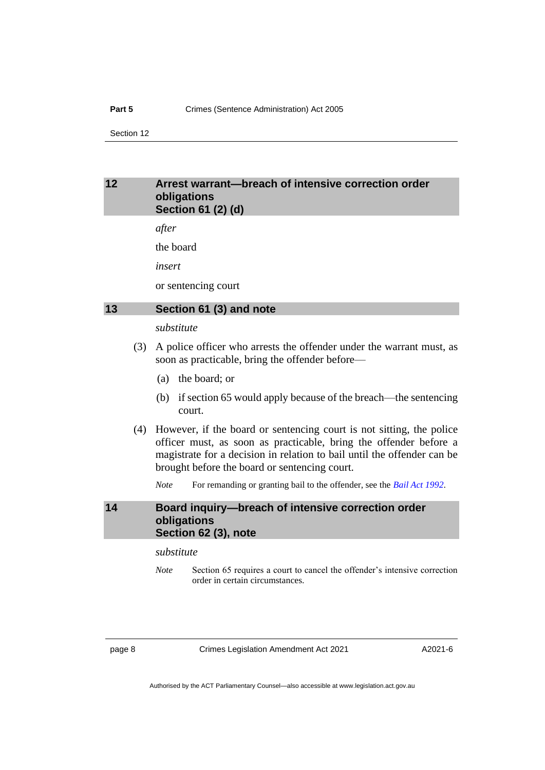## 12 Arrest warrant—breach of intensive correction order obligations
## Section 61 (2) (d)

*after*

the board

*insert*

or sentencing court

## 13 Section 61 (3) and note

*substitute*

(3) A police officer who arrests the offender under the warrant must, as soon as practicable, bring the offender before—

(a) the board; or

(b) if section 65 would apply because of the breach—the sentencing court.

(4) However, if the board or sentencing court is not sitting, the police officer must, as soon as practicable, bring the offender before a magistrate for a decision in relation to bail until the offender can be brought before the board or sentencing court.

*Note* For remanding or granting bail to the offender, see the *Bail Act 1992*.

## 14 Board inquiry—breach of intensive correction order obligations
## Section 62 (3), note

*substitute*

*Note* Section 65 requires a court to cancel the offender's intensive correction order in certain circumstances.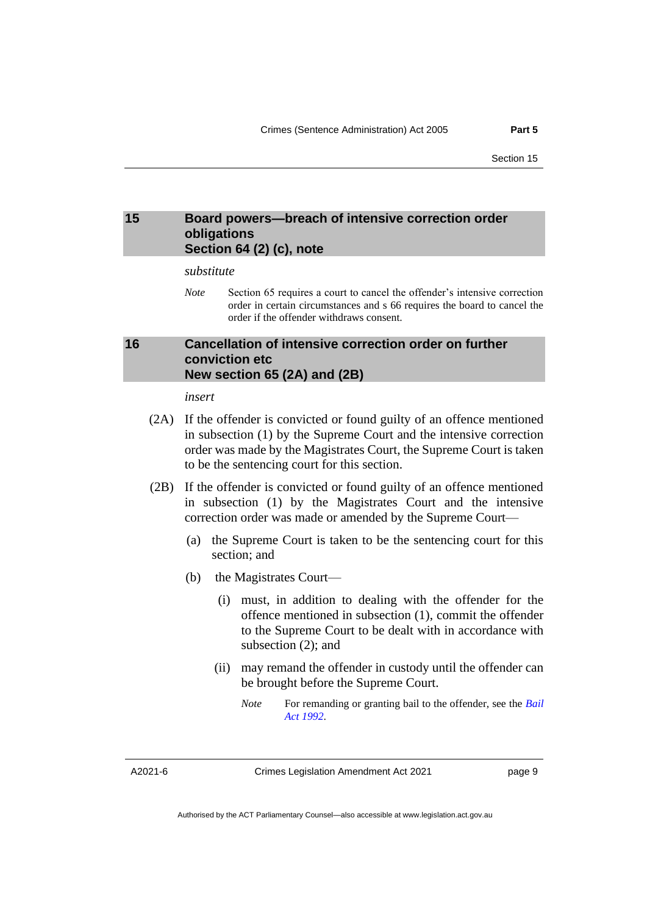## 15 Board powers—breach of intensive correction order obligations
## Section 64 (2) (c), note

*substitute*

*Note* Section 65 requires a court to cancel the offender's intensive correction order in certain circumstances and s 66 requires the board to cancel the order if the offender withdraws consent.

## 16 Cancellation of intensive correction order on further conviction etc
## New section 65 (2A) and (2B)

*insert*

(2A) If the offender is convicted or found guilty of an offence mentioned in subsection (1) by the Supreme Court and the intensive correction order was made by the Magistrates Court, the Supreme Court is taken to be the sentencing court for this section.

(2B) If the offender is convicted or found guilty of an offence mentioned in subsection (1) by the Magistrates Court and the intensive correction order was made or amended by the Supreme Court—

(a) the Supreme Court is taken to be the sentencing court for this section; and

(b) the Magistrates Court—

(i) must, in addition to dealing with the offender for the offence mentioned in subsection (1), commit the offender to the Supreme Court to be dealt with in accordance with subsection (2); and

(ii) may remand the offender in custody until the offender can be brought before the Supreme Court.

*Note* For remanding or granting bail to the offender, see the *Bail Act 1992*.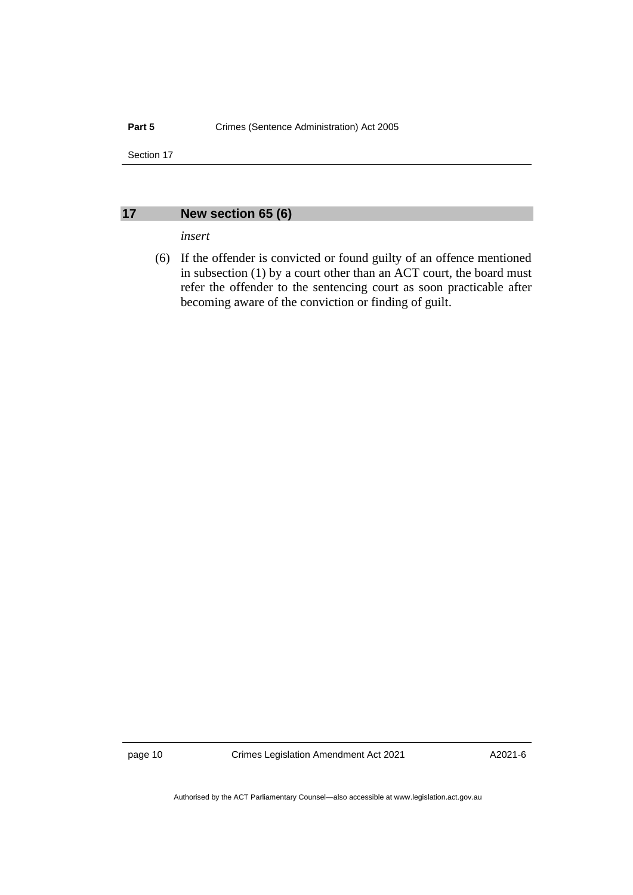## 17 New section 65 (6)

*insert*

(6) If the offender is convicted or found guilty of an offence mentioned in subsection (1) by a court other than an ACT court, the board must refer the offender to the sentencing court as soon practicable after becoming aware of the conviction or finding of guilt.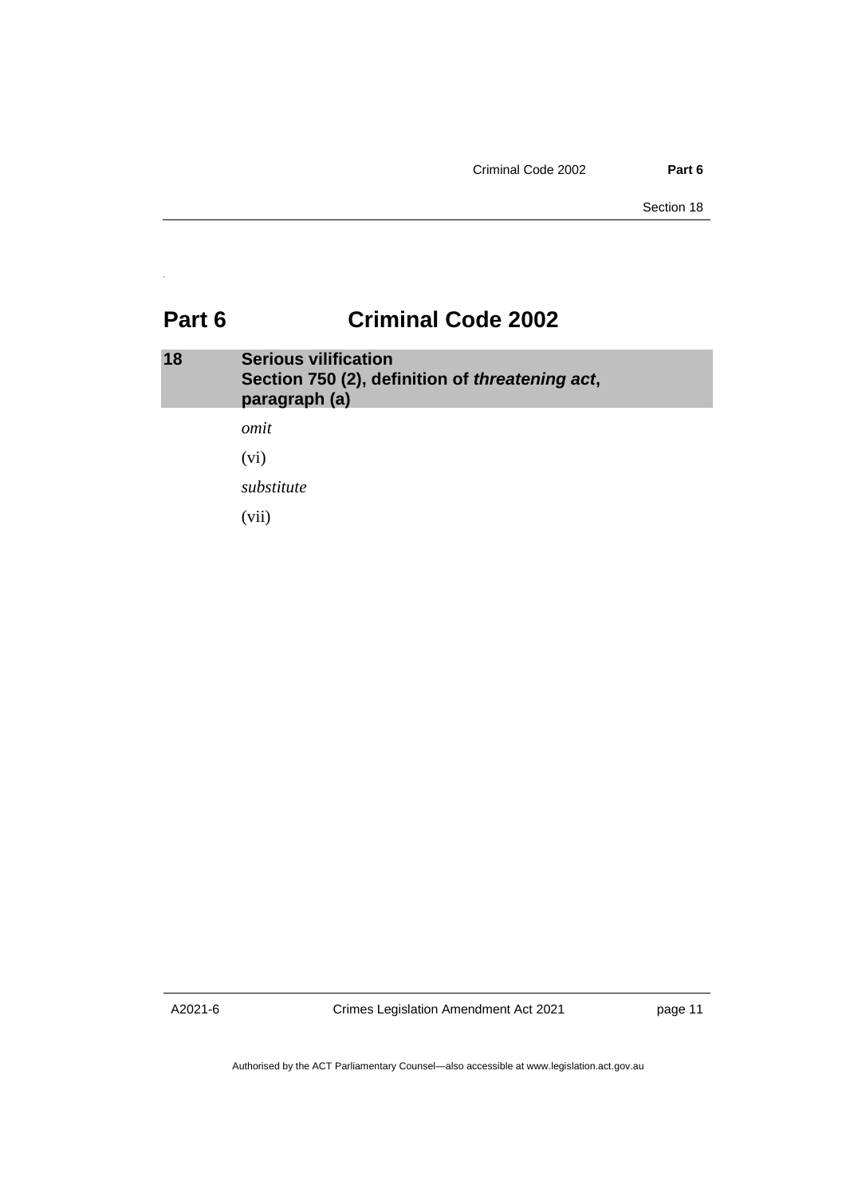# Part 6 Criminal Code 2002

## 18 Serious vilification Section 750 (2), definition of *threatening act*, paragraph (a)

*omit*

(vi)

*substitute*

(vii)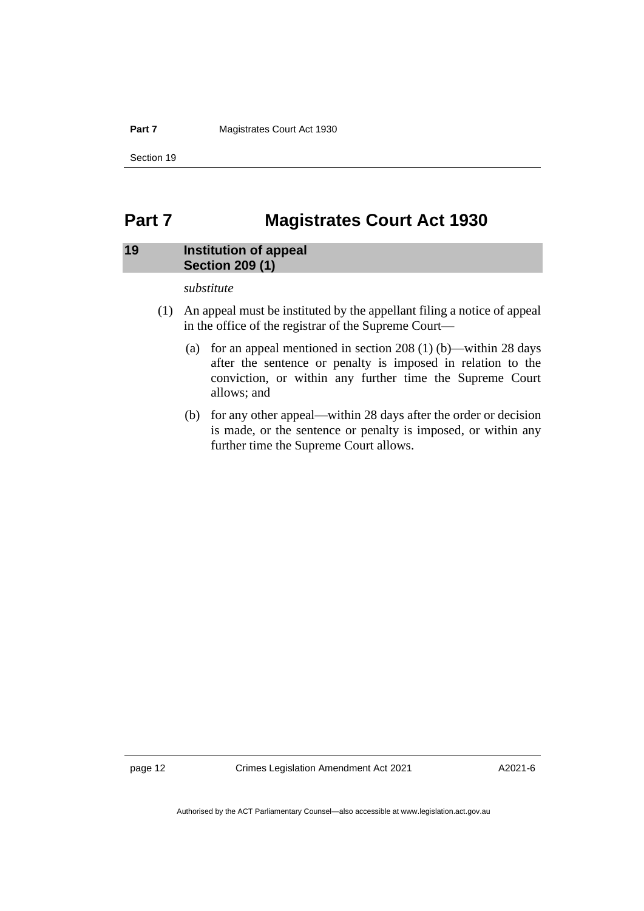# Part 7 Magistrates Court Act 1930

## 19 Institution of appeal Section 209 (1)

*substitute*

(1) An appeal must be instituted by the appellant filing a notice of appeal in the office of the registrar of the Supreme Court—

(a) for an appeal mentioned in section 208 (1) (b)—within 28 days after the sentence or penalty is imposed in relation to the conviction, or within any further time the Supreme Court allows; and

(b) for any other appeal—within 28 days after the order or decision is made, or the sentence or penalty is imposed, or within any further time the Supreme Court allows.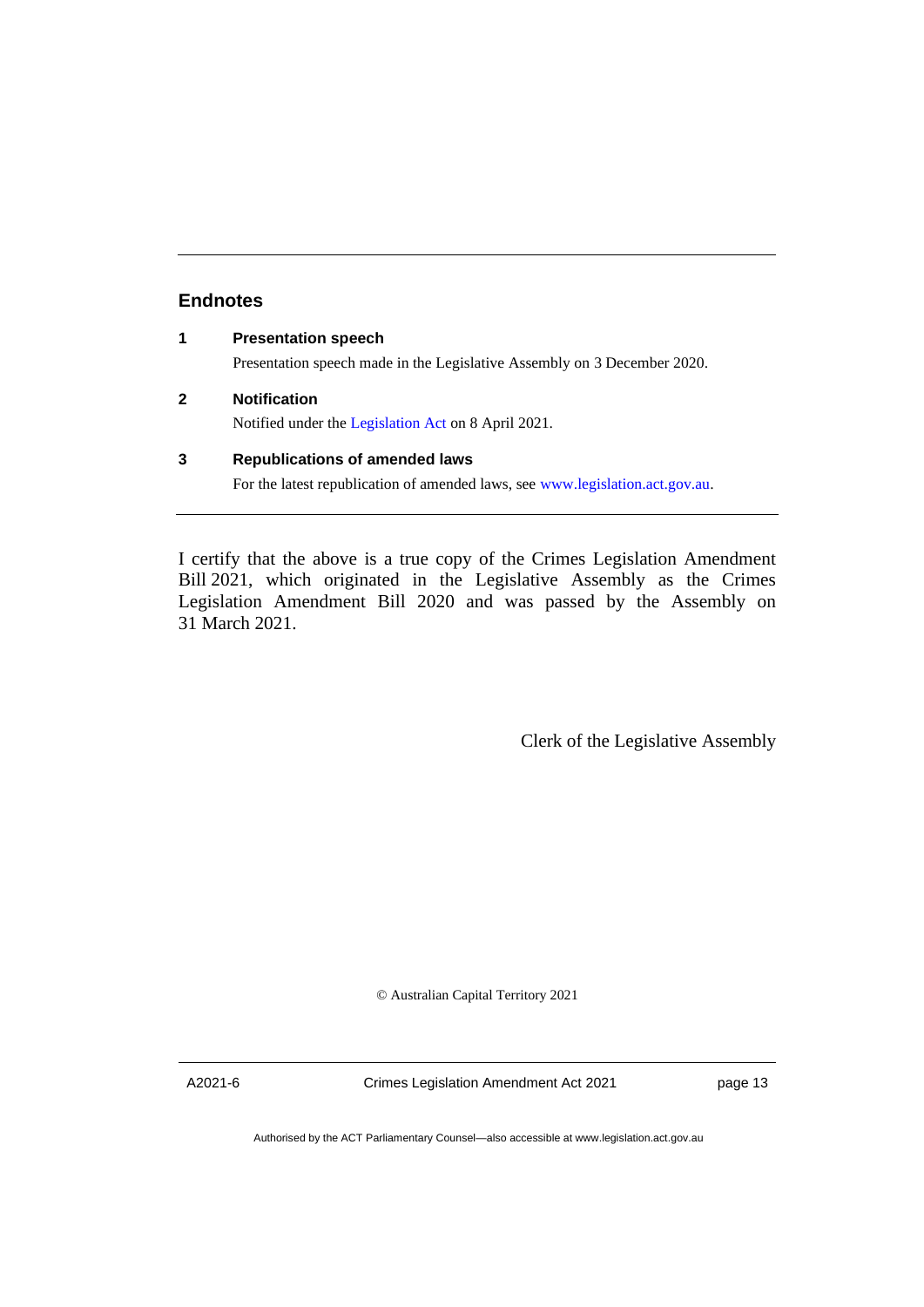## Endnotes

**1 Presentation speech**

Presentation speech made in the Legislative Assembly on 3 December 2020.

**2 Notification**

Notified under the Legislation Act on 8 April 2021.

**3 Republications of amended laws**

For the latest republication of amended laws, see www.legislation.act.gov.au.

I certify that the above is a true copy of the Crimes Legislation Amendment Bill 2021, which originated in the Legislative Assembly as the Crimes Legislation Amendment Bill 2020 and was passed by the Assembly on 31 March 2021.

Clerk of the Legislative Assembly

© Australian Capital Territory 2021